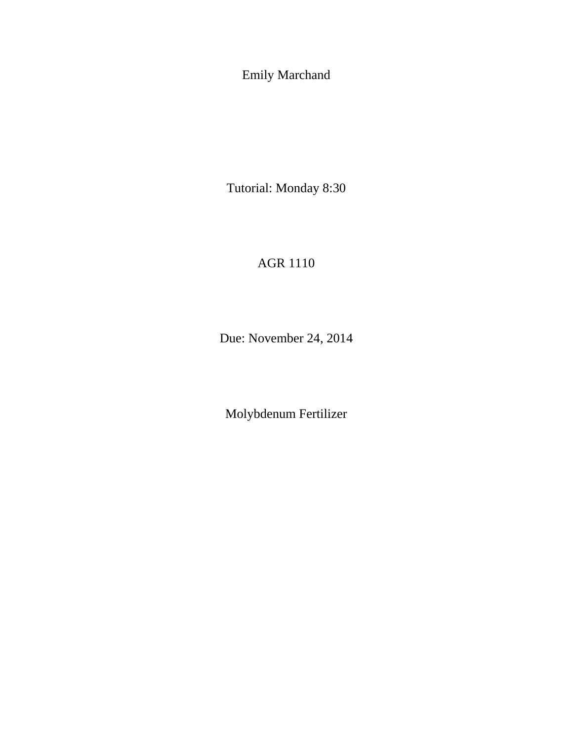Emily Marchand

Tutorial: Monday 8:30

AGR 1110

Due: November 24, 2014

Molybdenum Fertilizer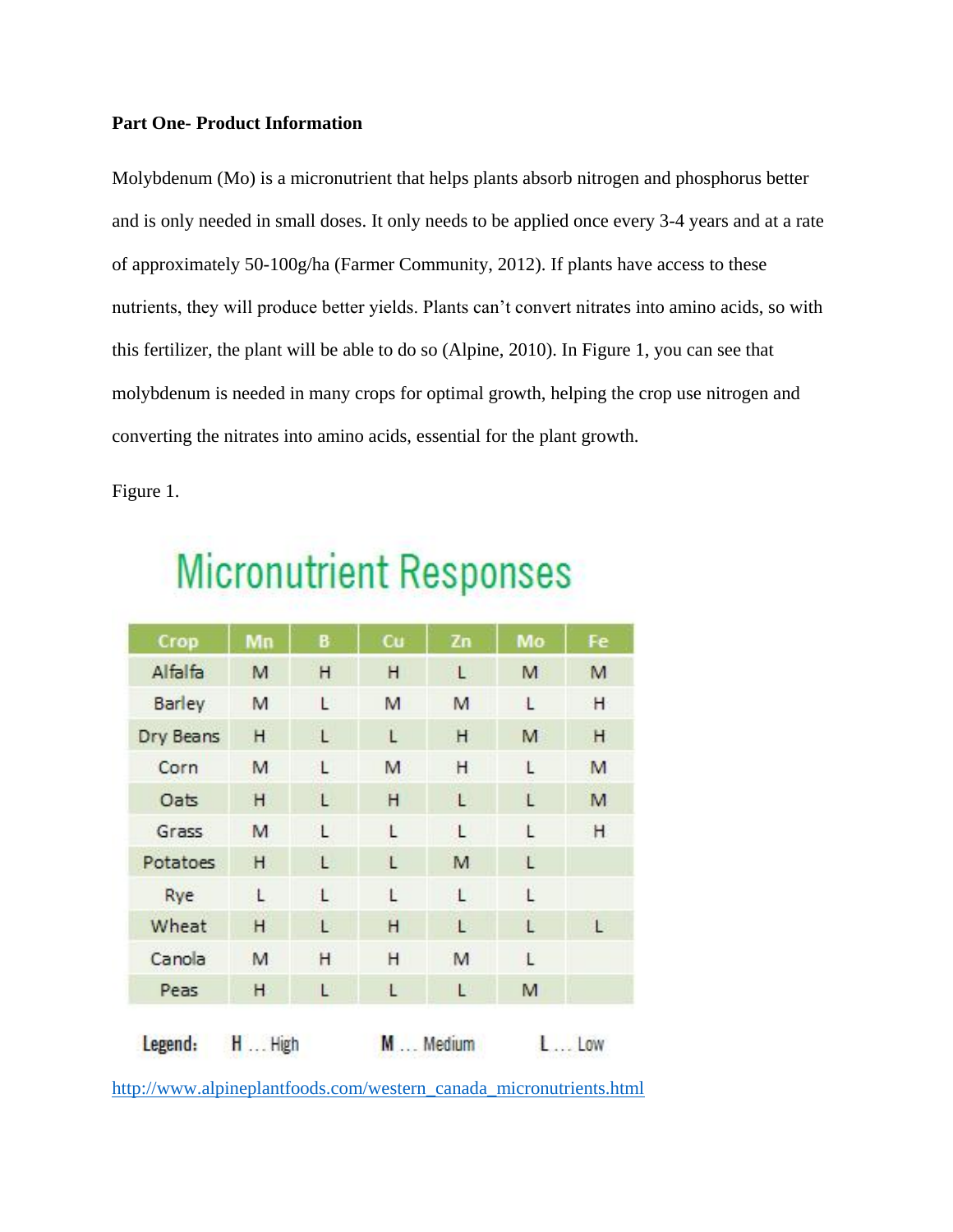**Part One- Product Information**

Molybdenum (Mo) is a micronutrient that helps plants absorb nitrogen and phosphorus better and is only needed in small doses. It only needs to be applied once every 3-4 years and at a rate of approximately 50-100g/ha (Farmer Community, 2012). If plants have access to these nutrients, they will produce better yields. Plants can't convert nitrates into amino acids, so with this fertilizer, the plant will be able to do so (Alpine, 2010). In Figure 1, you can see that molybdenum is needed in many crops for optimal growth, helping the crop use nitrogen and converting the nitrates into amino acids, essential for the plant growth.

Figure 1.

## Micronutrient Responses

| Crop | Mn | B | Cu | Zn | Mo | Fe |
|---|---|---|---|---|---|---|
| Alfalfa | M | H | H | L | M | M |
| Barley | M | L | M | M | L | H |
| Dry Beans | H | L | L | H | M | H |
| Corn | M | L | M | H | L | M |
| Oats | H | L | H | L | L | M |
| Grass | M | L | L | L | L | H |
| Potatoes | H | L | L | M | L | |
| Rye | L | L | L | L | L | |
| Wheat | H | L | H | L | L | L |
| Canola | M | H | H | M | L | |
| Peas | H | L | L | L | M | |

Legend: H … High M … Medium L … Low

http://www.alpineplantfoods.com/western_canada_micronutrients.html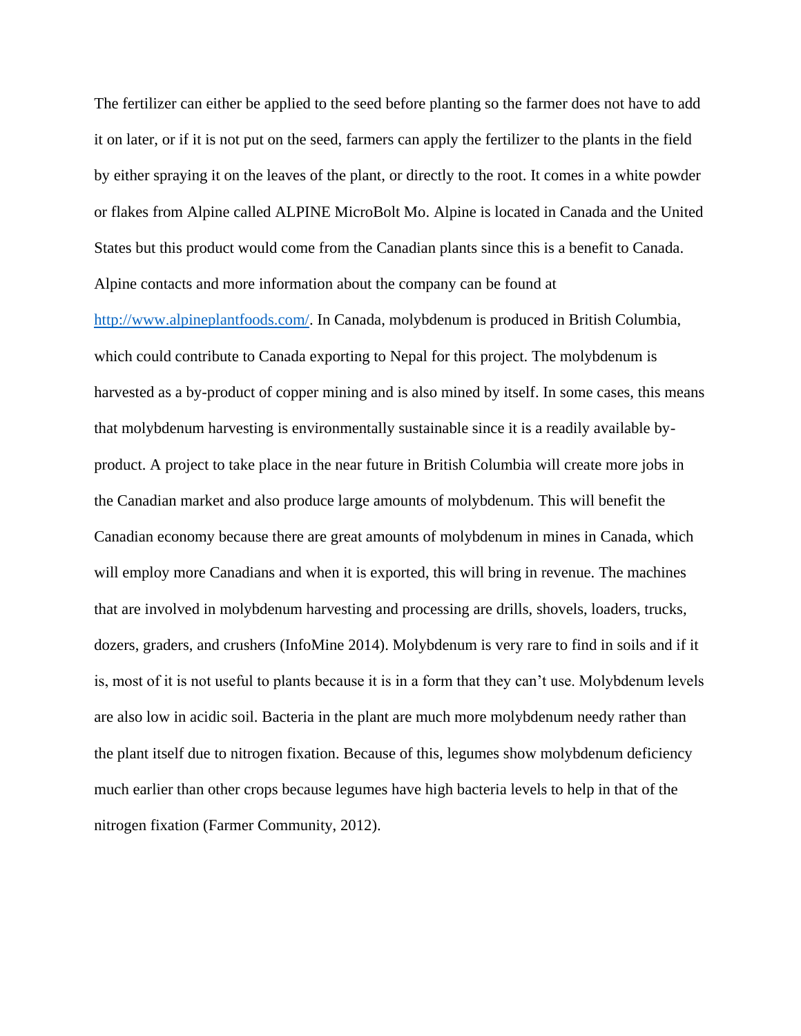The fertilizer can either be applied to the seed before planting so the farmer does not have to add it on later, or if it is not put on the seed, farmers can apply the fertilizer to the plants in the field by either spraying it on the leaves of the plant, or directly to the root. It comes in a white powder or flakes from Alpine called ALPINE MicroBolt Mo. Alpine is located in Canada and the United States but this product would come from the Canadian plants since this is a benefit to Canada. Alpine contacts and more information about the company can be found at [http://www.alpineplantfoods.com/](http://www.alpineplantfoods.com/). In Canada, molybdenum is produced in British Columbia, which could contribute to Canada exporting to Nepal for this project. The molybdenum is harvested as a by-product of copper mining and is also mined by itself. In some cases, this means that molybdenum harvesting is environmentally sustainable since it is a readily available by-product. A project to take place in the near future in British Columbia will create more jobs in the Canadian market and also produce large amounts of molybdenum. This will benefit the Canadian economy because there are great amounts of molybdenum in mines in Canada, which will employ more Canadians and when it is exported, this will bring in revenue. The machines that are involved in molybdenum harvesting and processing are drills, shovels, loaders, trucks, dozers, graders, and crushers (InfoMine 2014). Molybdenum is very rare to find in soils and if it is, most of it is not useful to plants because it is in a form that they can't use. Molybdenum levels are also low in acidic soil. Bacteria in the plant are much more molybdenum needy rather than the plant itself due to nitrogen fixation. Because of this, legumes show molybdenum deficiency much earlier than other crops because legumes have high bacteria levels to help in that of the nitrogen fixation (Farmer Community, 2012).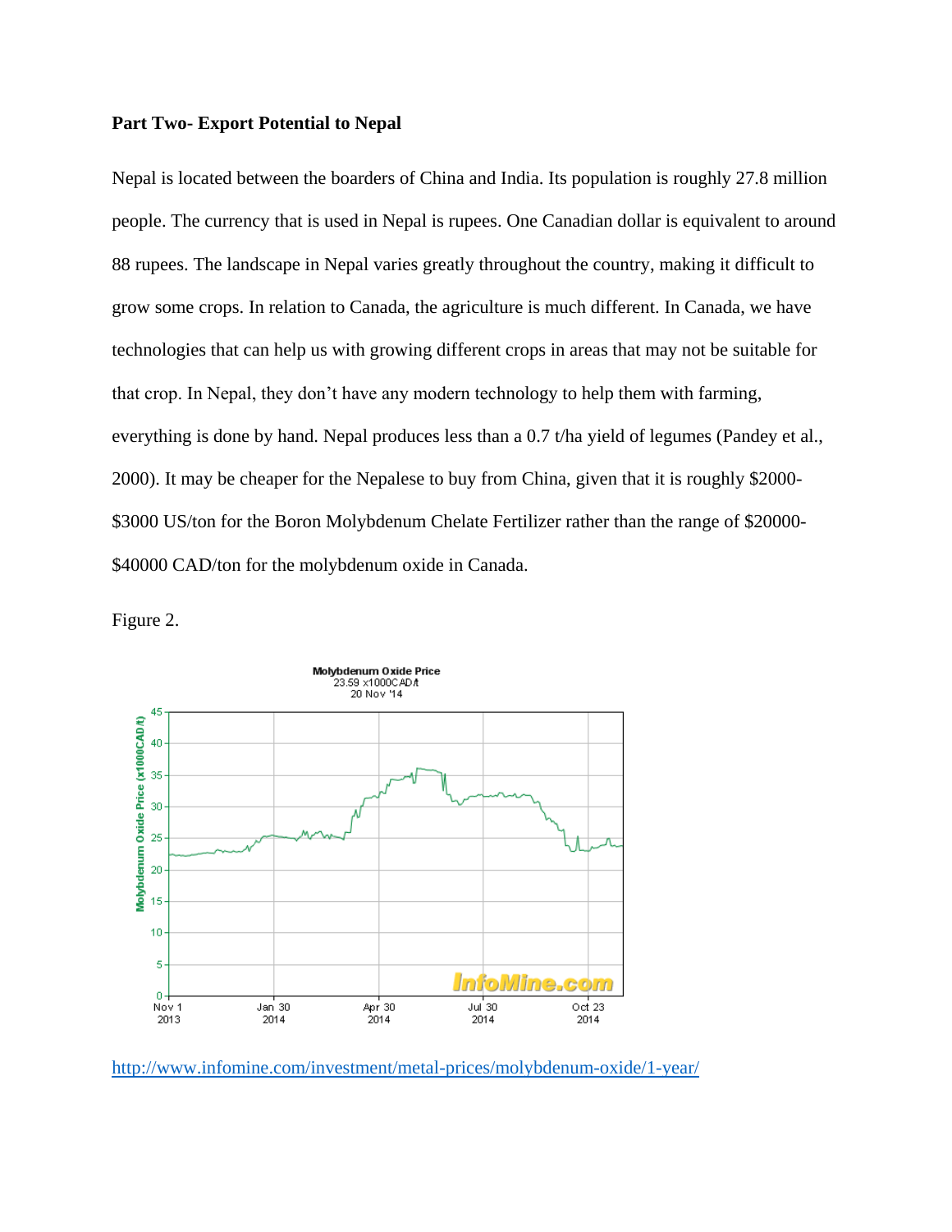**Part Two- Export Potential to Nepal**

Nepal is located between the boarders of China and India. Its population is roughly 27.8 million people. The currency that is used in Nepal is rupees. One Canadian dollar is equivalent to around 88 rupees. The landscape in Nepal varies greatly throughout the country, making it difficult to grow some crops. In relation to Canada, the agriculture is much different. In Canada, we have technologies that can help us with growing different crops in areas that may not be suitable for that crop. In Nepal, they don't have any modern technology to help them with farming, everything is done by hand. Nepal produces less than a 0.7 t/ha yield of legumes (Pandey et al., 2000). It may be cheaper for the Nepalese to buy from China, given that it is roughly $2000-$3000 US/ton for the Boron Molybdenum Chelate Fertilizer rather than the range of $20000-$40000 CAD/ton for the molybdenum oxide in Canada.

Figure 2.

http://www.infomine.com/investment/metal-prices/molybdenum-oxide/1-year/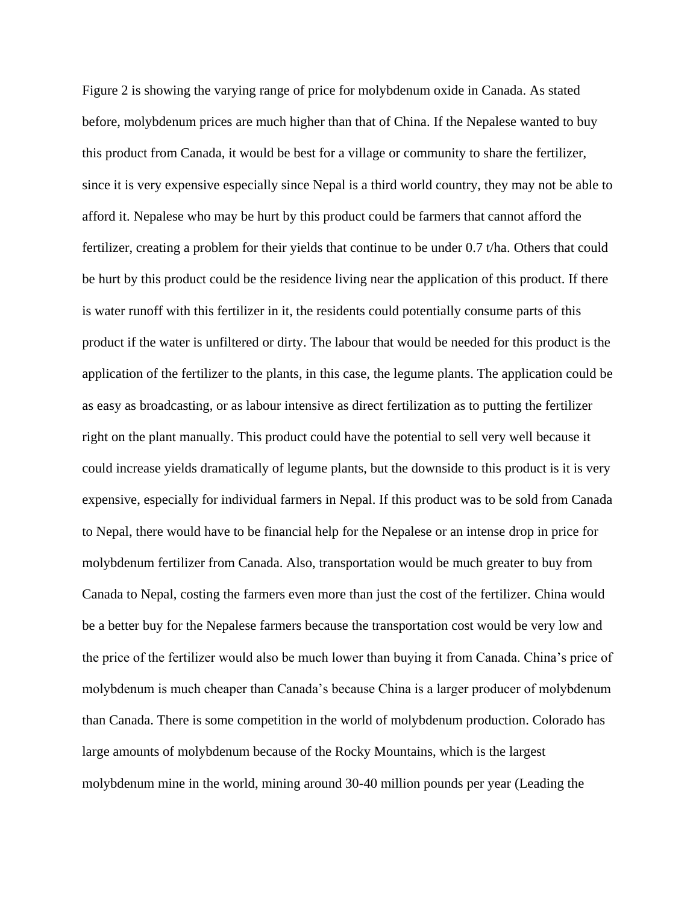Figure 2 is showing the varying range of price for molybdenum oxide in Canada. As stated before, molybdenum prices are much higher than that of China. If the Nepalese wanted to buy this product from Canada, it would be best for a village or community to share the fertilizer, since it is very expensive especially since Nepal is a third world country, they may not be able to afford it. Nepalese who may be hurt by this product could be farmers that cannot afford the fertilizer, creating a problem for their yields that continue to be under 0.7 t/ha. Others that could be hurt by this product could be the residence living near the application of this product. If there is water runoff with this fertilizer in it, the residents could potentially consume parts of this product if the water is unfiltered or dirty. The labour that would be needed for this product is the application of the fertilizer to the plants, in this case, the legume plants. The application could be as easy as broadcasting, or as labour intensive as direct fertilization as to putting the fertilizer right on the plant manually. This product could have the potential to sell very well because it could increase yields dramatically of legume plants, but the downside to this product is it is very expensive, especially for individual farmers in Nepal. If this product was to be sold from Canada to Nepal, there would have to be financial help for the Nepalese or an intense drop in price for molybdenum fertilizer from Canada. Also, transportation would be much greater to buy from Canada to Nepal, costing the farmers even more than just the cost of the fertilizer. China would be a better buy for the Nepalese farmers because the transportation cost would be very low and the price of the fertilizer would also be much lower than buying it from Canada. China's price of molybdenum is much cheaper than Canada's because China is a larger producer of molybdenum than Canada. There is some competition in the world of molybdenum production. Colorado has large amounts of molybdenum because of the Rocky Mountains, which is the largest molybdenum mine in the world, mining around 30-40 million pounds per year (Leading the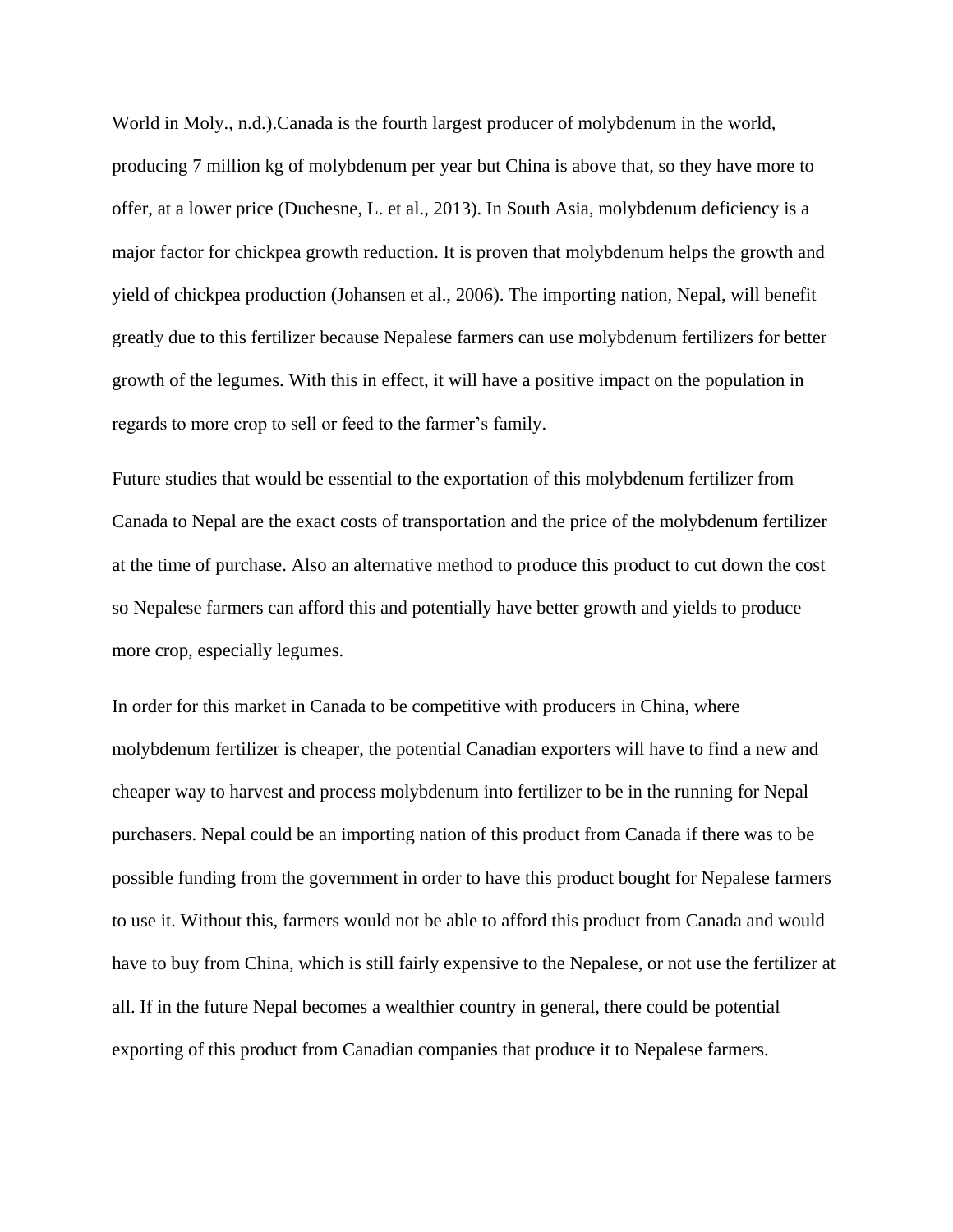World in Moly., n.d.).Canada is the fourth largest producer of molybdenum in the world, producing 7 million kg of molybdenum per year but China is above that, so they have more to offer, at a lower price (Duchesne, L. et al., 2013). In South Asia, molybdenum deficiency is a major factor for chickpea growth reduction. It is proven that molybdenum helps the growth and yield of chickpea production (Johansen et al., 2006). The importing nation, Nepal, will benefit greatly due to this fertilizer because Nepalese farmers can use molybdenum fertilizers for better growth of the legumes. With this in effect, it will have a positive impact on the population in regards to more crop to sell or feed to the farmer's family.

Future studies that would be essential to the exportation of this molybdenum fertilizer from Canada to Nepal are the exact costs of transportation and the price of the molybdenum fertilizer at the time of purchase. Also an alternative method to produce this product to cut down the cost so Nepalese farmers can afford this and potentially have better growth and yields to produce more crop, especially legumes.

In order for this market in Canada to be competitive with producers in China, where molybdenum fertilizer is cheaper, the potential Canadian exporters will have to find a new and cheaper way to harvest and process molybdenum into fertilizer to be in the running for Nepal purchasers. Nepal could be an importing nation of this product from Canada if there was to be possible funding from the government in order to have this product bought for Nepalese farmers to use it. Without this, farmers would not be able to afford this product from Canada and would have to buy from China, which is still fairly expensive to the Nepalese, or not use the fertilizer at all. If in the future Nepal becomes a wealthier country in general, there could be potential exporting of this product from Canadian companies that produce it to Nepalese farmers.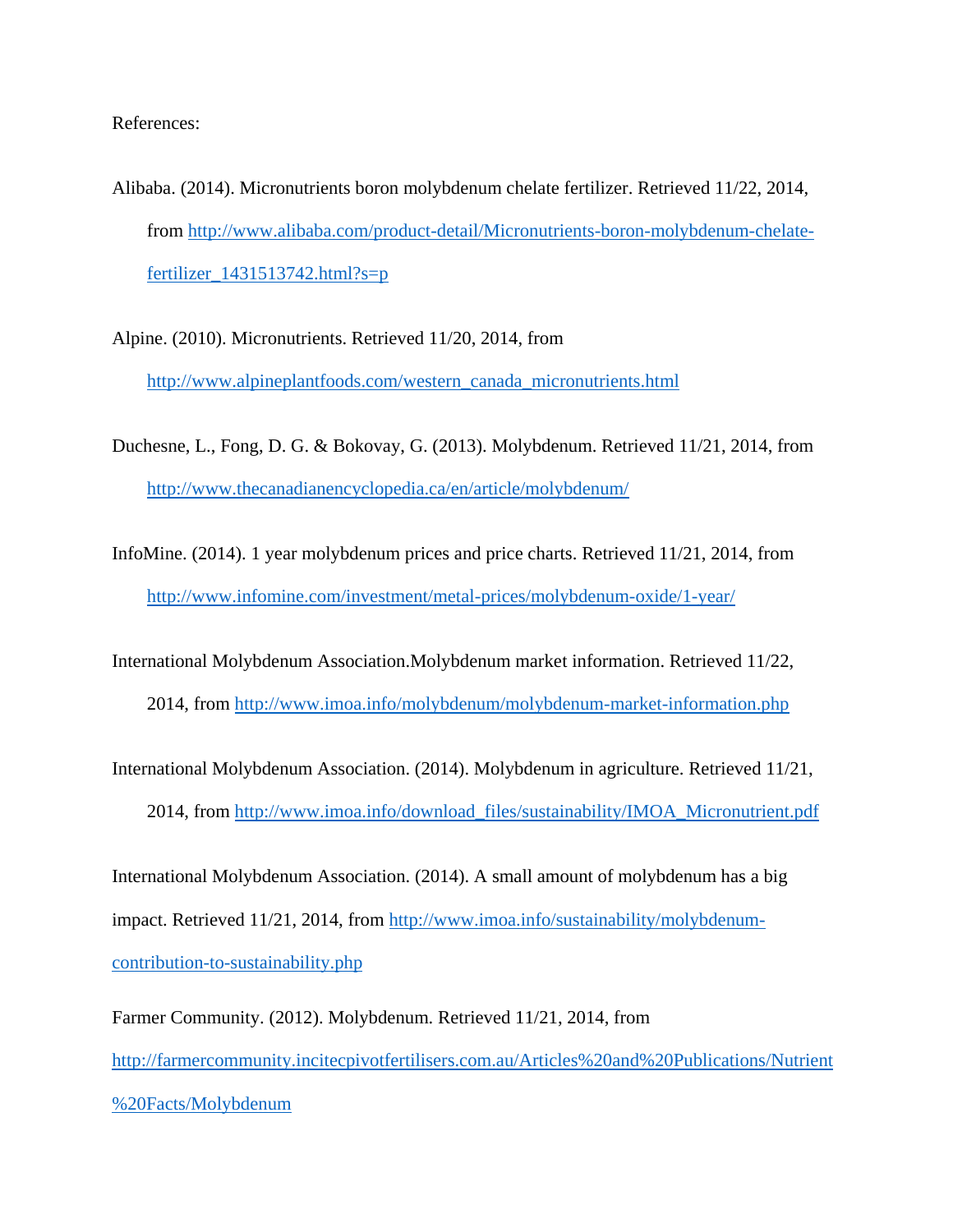References:

Alibaba. (2014). Micronutrients boron molybdenum chelate fertilizer. Retrieved 11/22, 2014, from http://www.alibaba.com/product-detail/Micronutrients-boron-molybdenum-chelate-fertilizer_1431513742.html?s=p

Alpine. (2010). Micronutrients. Retrieved 11/20, 2014, from http://www.alpineplantfoods.com/western_canada_micronutrients.html

Duchesne, L., Fong, D. G. & Bokovay, G. (2013). Molybdenum. Retrieved 11/21, 2014, from http://www.thecanadianencyclopedia.ca/en/article/molybdenum/

InfoMine. (2014). 1 year molybdenum prices and price charts. Retrieved 11/21, 2014, from http://www.infomine.com/investment/metal-prices/molybdenum-oxide/1-year/

International Molybdenum Association.Molybdenum market information. Retrieved 11/22, 2014, from http://www.imoa.info/molybdenum/molybdenum-market-information.php

International Molybdenum Association. (2014). Molybdenum in agriculture. Retrieved 11/21, 2014, from http://www.imoa.info/download_files/sustainability/IMOA_Micronutrient.pdf

International Molybdenum Association. (2014). A small amount of molybdenum has a big impact. Retrieved 11/21, 2014, from http://www.imoa.info/sustainability/molybdenum-contribution-to-sustainability.php

Farmer Community. (2012). Molybdenum. Retrieved 11/21, 2014, from http://farmercommunity.incitecpivotfertilisers.com.au/Articles%20and%20Publications/Nutrient%20Facts/Molybdenum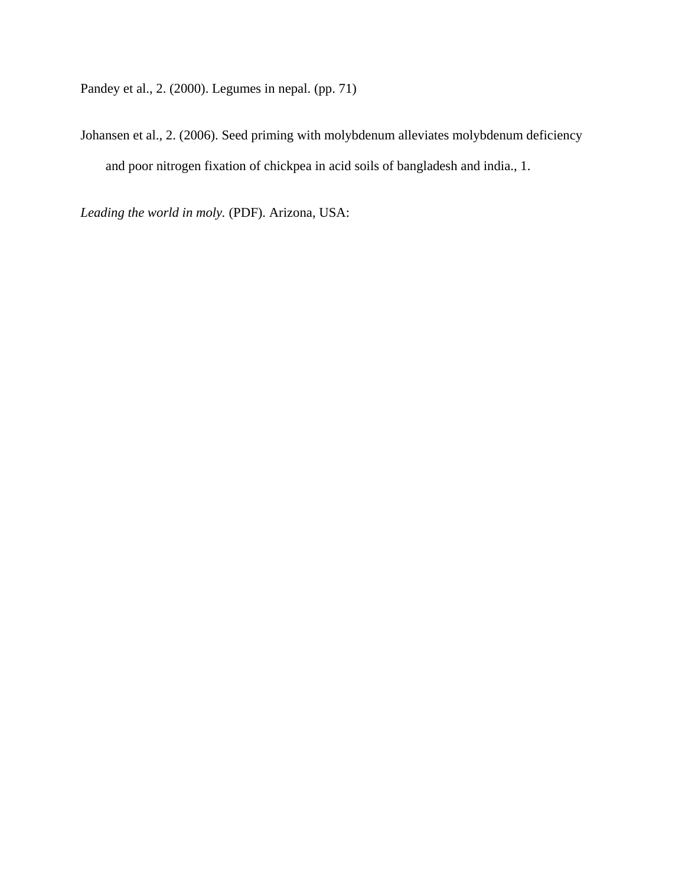Pandey et al., 2. (2000). Legumes in nepal. (pp. 71)

Johansen et al., 2. (2006). Seed priming with molybdenum alleviates molybdenum deficiency and poor nitrogen fixation of chickpea in acid soils of bangladesh and india., 1.

*Leading the world in moly.* (PDF). Arizona, USA: